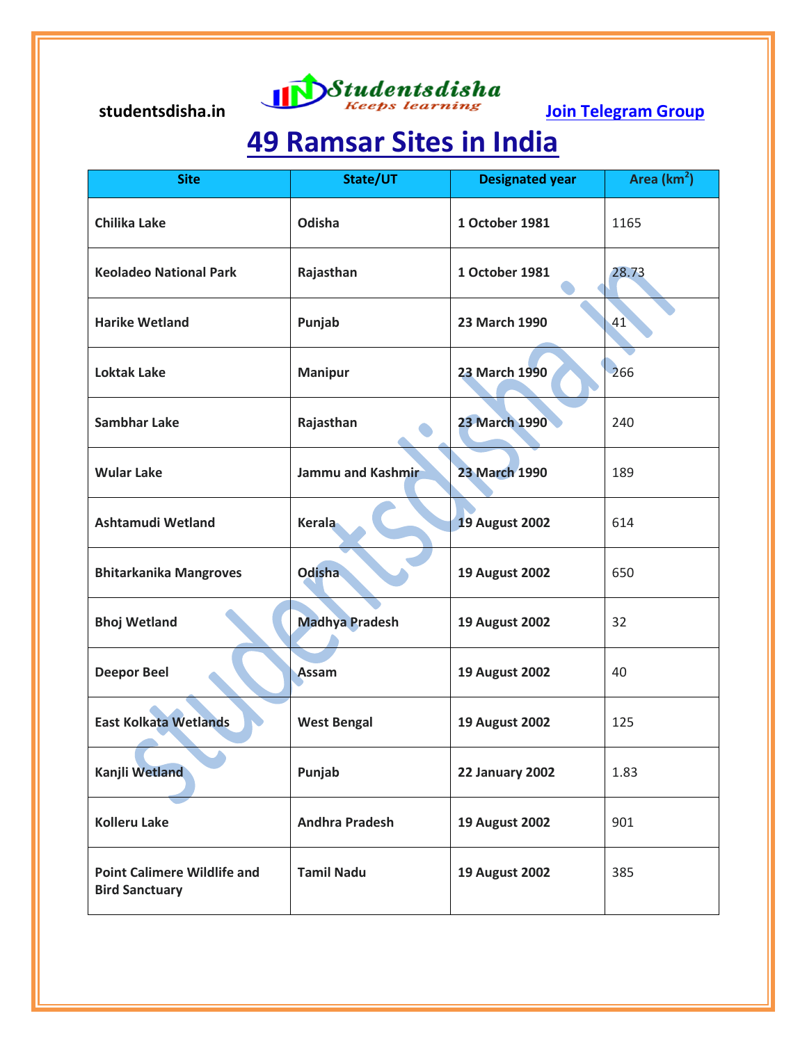# 49 Ramsar Sites in India

| Site | State/UT | Designated year | Area ($km^2$) |
|---|---|---|---|
| Chilika Lake | Odisha | 1 October 1981 | 1165 |
| Keoladeo National Park | Rajasthan | 1 October 1981 | 28.73 |
| Harike Wetland | Punjab | 23 March 1990 | 41 |
| Loktak Lake | Manipur | 23 March 1990 | 266 |
| Sambhar Lake | Rajasthan | 23 March 1990 | 240 |
| Wular Lake | Jammu and Kashmir | 23 March 1990 | 189 |
| Ashtamudi Wetland | Kerala | 19 August 2002 | 614 |
| Bhitarkanika Mangroves | Odisha | 19 August 2002 | 650 |
| Bhoj Wetland | Madhya Pradesh | 19 August 2002 | 32 |
| Deepor Beel | Assam | 19 August 2002 | 40 |
| East Kolkata Wetlands | West Bengal | 19 August 2002 | 125 |
| Kanjli Wetland | Punjab | 22 January 2002 | 1.83 |
| Kolleru Lake | Andhra Pradesh | 19 August 2002 | 901 |
| Point Calimere Wildlife and Bird Sanctuary | Tamil Nadu | 19 August 2002 | 385 |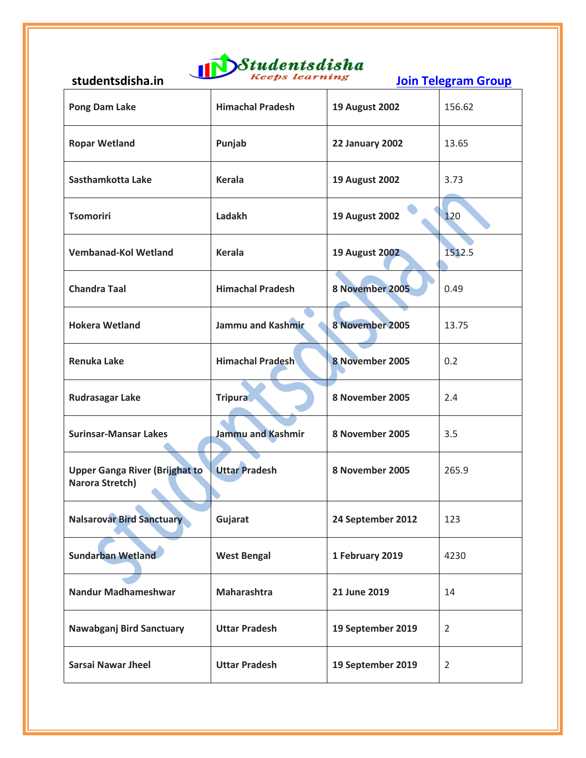| Pong Dam Lake | Himachal Pradesh | 19 August 2002 | 156.62 |
|---|---|---|---|
| Ropar Wetland | Punjab | 22 January 2002 | 13.65 |
| Sasthamkotta Lake | Kerala | 19 August 2002 | 3.73 |
| Tsomoriri | Ladakh | 19 August 2002 | 120 |
| Vembanad-Kol Wetland | Kerala | 19 August 2002 | 1512.5 |
| Chandra Taal | Himachal Pradesh | 8 November 2005 | 0.49 |
| Hokera Wetland | Jammu and Kashmir | 8 November 2005 | 13.75 |
| Renuka Lake | Himachal Pradesh | 8 November 2005 | 0.2 |
| Rudrasagar Lake | Tripura | 8 November 2005 | 2.4 |
| Surinsar-Mansar Lakes | Jammu and Kashmir | 8 November 2005 | 3.5 |
| Upper Ganga River (Brijghat to Narora Stretch) | Uttar Pradesh | 8 November 2005 | 265.9 |
| Nalsarovar Bird Sanctuary | Gujarat | 24 September 2012 | 123 |
| Sundarban Wetland | West Bengal | 1 February 2019 | 4230 |
| Nandur Madhameshwar | Maharashtra | 21 June 2019 | 14 |
| Nawabganj Bird Sanctuary | Uttar Pradesh | 19 September 2019 | 2 |
| Sarsai Nawar Jheel | Uttar Pradesh | 19 September 2019 | 2 |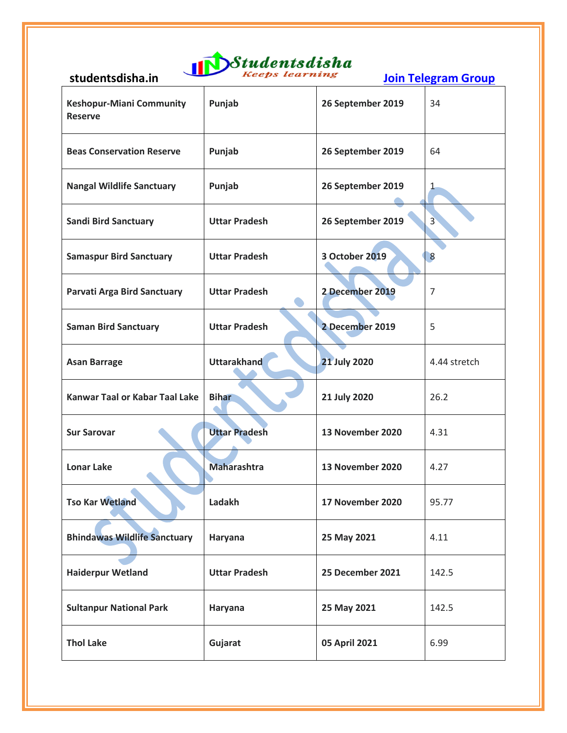| Keshopur-Miani Community Reserve | Punjab | 26 September 2019 | 34 |
|---|---|---|---|
| Beas Conservation Reserve | Punjab | 26 September 2019 | 64 |
| Nangal Wildlife Sanctuary | Punjab | 26 September 2019 | 1 |
| Sandi Bird Sanctuary | Uttar Pradesh | 26 September 2019 | 3 |
| Samaspur Bird Sanctuary | Uttar Pradesh | 3 October 2019 | 8 |
| Parvati Arga Bird Sanctuary | Uttar Pradesh | 2 December 2019 | 7 |
| Saman Bird Sanctuary | Uttar Pradesh | 2 December 2019 | 5 |
| Asan Barrage | Uttarakhand | 21 July 2020 | 4.44 stretch |
| Kanwar Taal or Kabar Taal Lake | Bihar | 21 July 2020 | 26.2 |
| Sur Sarovar | Uttar Pradesh | 13 November 2020 | 4.31 |
| Lonar Lake | Maharashtra | 13 November 2020 | 4.27 |
| Tso Kar Wetland | Ladakh | 17 November 2020 | 95.77 |
| Bhindawas Wildlife Sanctuary | Haryana | 25 May 2021 | 4.11 |
| Haiderpur Wetland | Uttar Pradesh | 25 December 2021 | 142.5 |
| Sultanpur National Park | Haryana | 25 May 2021 | 142.5 |
| Thol Lake | Gujarat | 05 April 2021 | 6.99 |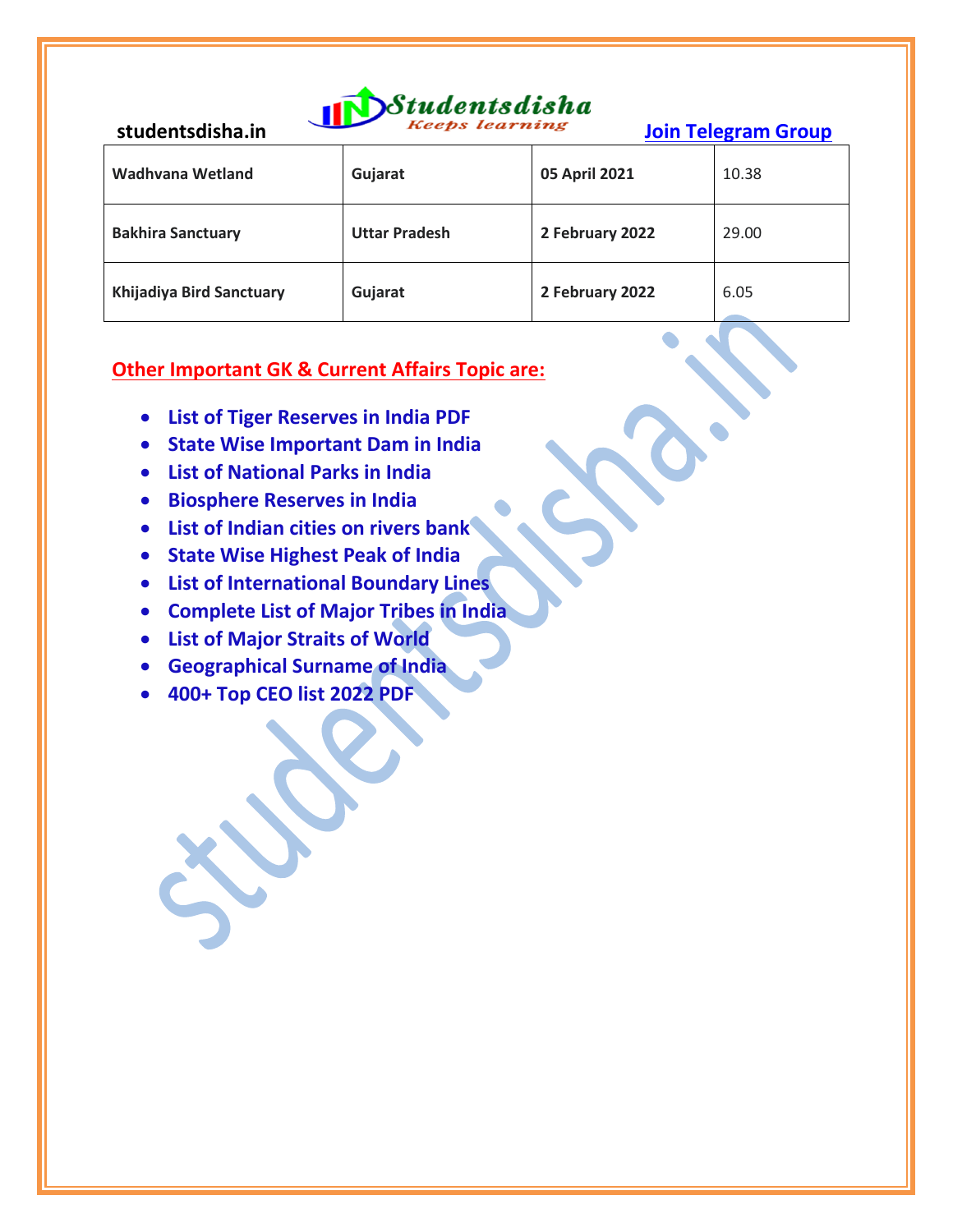| | | | |
|---|---|---|---|
| **Wadhvana Wetland** | **Gujarat** | **05 April 2021** | 10.38 |
| **Bakhira Sanctuary** | **Uttar Pradesh** | **2 February 2022** | 29.00 |
| **Khijadiya Bird Sanctuary** | **Gujarat** | **2 February 2022** | 6.05 |

**Other Important GK & Current Affairs Topic are:**

- **List of Tiger Reserves in India PDF**
- **State Wise Important Dam in India**
- **List of National Parks in India**
- **Biosphere Reserves in India**
- **List of Indian cities on rivers bank**
- **State Wise Highest Peak of India**
- **List of International Boundary Lines**
- **Complete List of Major Tribes in India**
- **List of Major Straits of World**
- **Geographical Surname of India**
- **400+ Top CEO list 2022 PDF**